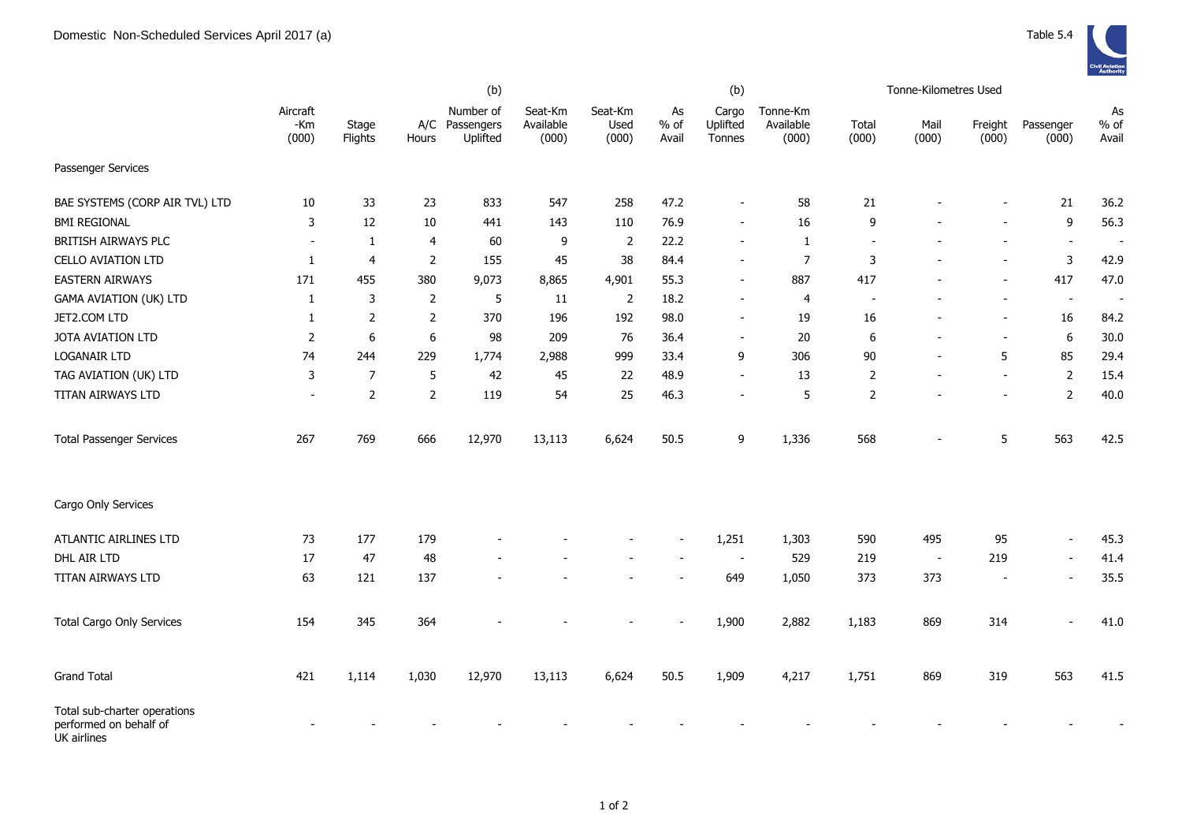Domestic Non-Scheduled Services April 2017 (a)

Table 5.4

| | Aircraft -Km (000) | Stage Flights | A/C Hours | (b) Number of Passengers Uplifted | Seat-Km Available (000) | Seat-Km Used (000) | As % of Avail | (b) Cargo Uplifted Tonnes | Tonne-Km Available (000) | Tonne-Kilometres Used Total (000) | Mail (000) | Freight (000) | Passenger (000) | As % of Avail |
|---|---|---|---|---|---|---|---|---|---|---|---|---|---|---|
| Passenger Services | | | | | | | | | | | | | | |
| BAE SYSTEMS (CORP AIR TVL) LTD | 10 | 33 | 23 | 833 | 547 | 258 | 47.2 | - | 58 | 21 | - | - | 21 | 36.2 |
| BMI REGIONAL | 3 | 12 | 10 | 441 | 143 | 110 | 76.9 | - | 16 | 9 | - | - | 9 | 56.3 |
| BRITISH AIRWAYS PLC | - | 1 | 4 | 60 | 9 | 2 | 22.2 | - | 1 | - | - | - | - | - |
| CELLO AVIATION LTD | 1 | 4 | 2 | 155 | 45 | 38 | 84.4 | - | 7 | 3 | - | - | 3 | 42.9 |
| EASTERN AIRWAYS | 171 | 455 | 380 | 9,073 | 8,865 | 4,901 | 55.3 | - | 887 | 417 | - | - | 417 | 47.0 |
| GAMA AVIATION (UK) LTD | 1 | 3 | 2 | 5 | 11 | 2 | 18.2 | - | 4 | - | - | - | - | - |
| JET2.COM LTD | 1 | 2 | 2 | 370 | 196 | 192 | 98.0 | - | 19 | 16 | - | - | 16 | 84.2 |
| JOTA AVIATION LTD | 2 | 6 | 6 | 98 | 209 | 76 | 36.4 | - | 20 | 6 | - | - | 6 | 30.0 |
| LOGANAIR LTD | 74 | 244 | 229 | 1,774 | 2,988 | 999 | 33.4 | 9 | 306 | 90 | - | 5 | 85 | 29.4 |
| TAG AVIATION (UK) LTD | 3 | 7 | 5 | 42 | 45 | 22 | 48.9 | - | 13 | 2 | - | - | 2 | 15.4 |
| TITAN AIRWAYS LTD | - | 2 | 2 | 119 | 54 | 25 | 46.3 | - | 5 | 2 | - | - | 2 | 40.0 |
| Total Passenger Services | 267 | 769 | 666 | 12,970 | 13,113 | 6,624 | 50.5 | 9 | 1,336 | 568 | - | 5 | 563 | 42.5 |
| Cargo Only Services | | | | | | | | | | | | | | |
| ATLANTIC AIRLINES LTD | 73 | 177 | 179 | - | - | - | - | 1,251 | 1,303 | 590 | 495 | 95 | - | 45.3 |
| DHL AIR LTD | 17 | 47 | 48 | - | - | - | - | - | 529 | 219 | - | 219 | - | 41.4 |
| TITAN AIRWAYS LTD | 63 | 121 | 137 | - | - | - | - | 649 | 1,050 | 373 | 373 | - | - | 35.5 |
| Total Cargo Only Services | 154 | 345 | 364 | - | - | - | - | 1,900 | 2,882 | 1,183 | 869 | 314 | - | 41.0 |
| Grand Total | 421 | 1,114 | 1,030 | 12,970 | 13,113 | 6,624 | 50.5 | 1,909 | 4,217 | 1,751 | 869 | 319 | 563 | 41.5 |
| Total sub-charter operations performed on behalf of UK airlines | - | - | - | - | - | - | - | - | - | - | - | - | - | - |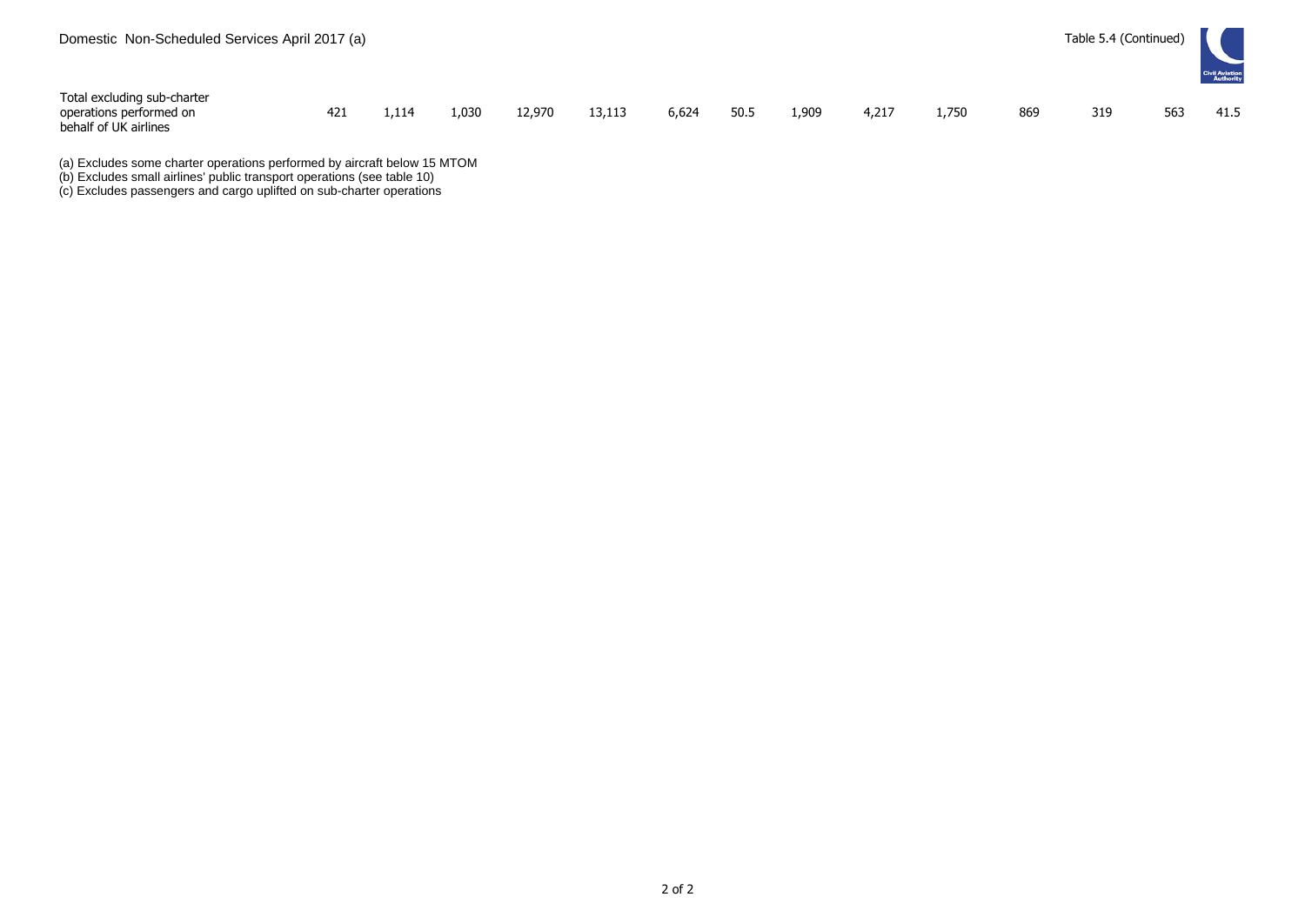Domestic Non-Scheduled Services April 2017 (a)

Table 5.4 (Continued)

| | | | | | | | | | | | | | | |
|---|---|---|---|---|---|---|---|---|---|---|---|---|---|---|
| Total excluding sub-charter operations performed on behalf of UK airlines | 421 | 1,114 | 1,030 | 12,970 | 13,113 | 6,624 | 50.5 | 1,909 | 4,217 | 1,750 | 869 | 319 | 563 | 41.5 |

(a) Excludes some charter operations performed by aircraft below 15 MTOM
(b) Excludes small airlines' public transport operations (see table 10)
(c) Excludes passengers and cargo uplifted on sub-charter operations